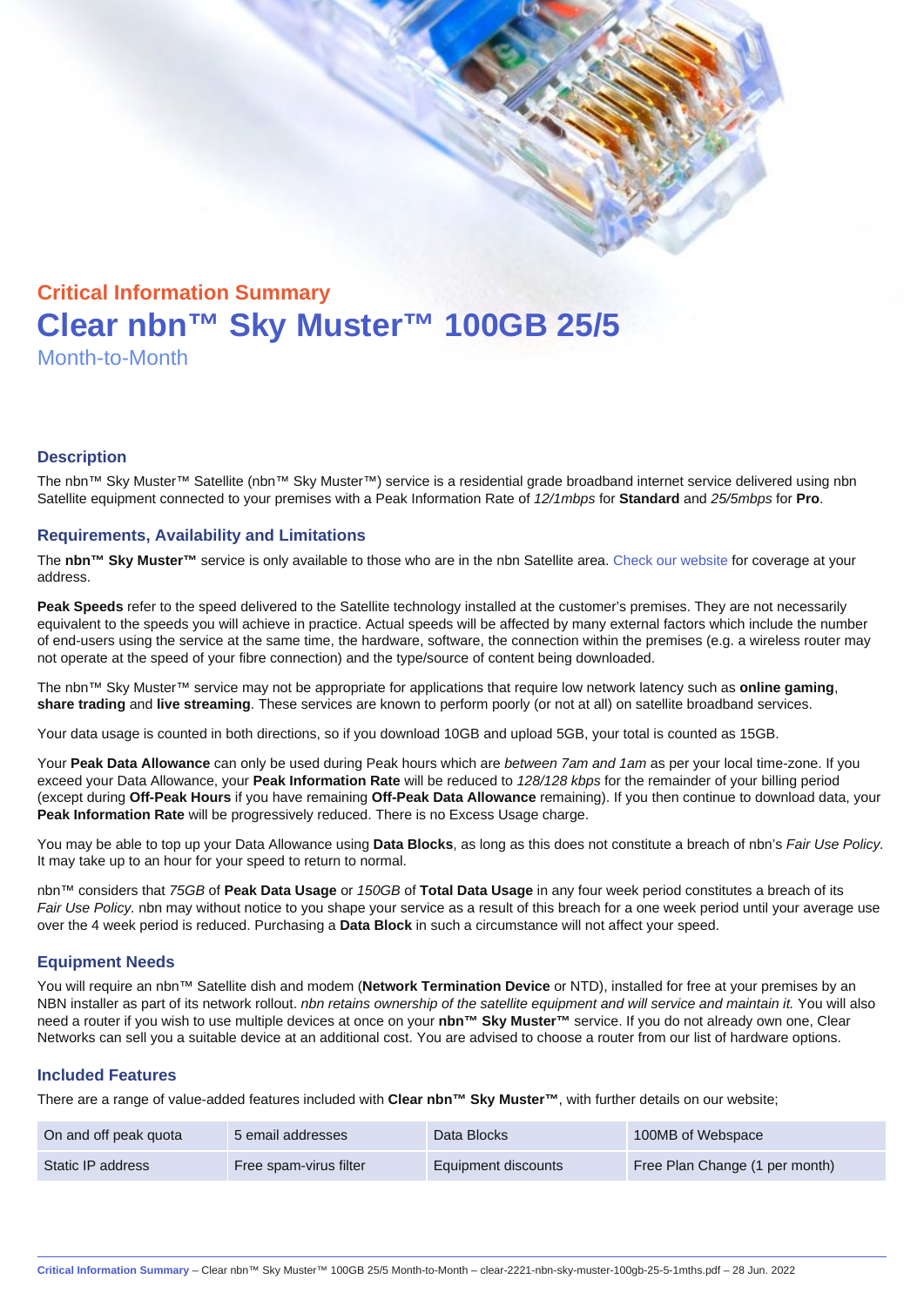## Critical Information Summary

# Clear nbn™ Sky Muster™ 100GB 25/5

Month-to-Month

### Description

The nbn™ Sky Muster™ Satellite (nbn™ Sky Muster™) service is a residential grade broadband internet service delivered using nbn Satellite equipment connected to your premises with a Peak Information Rate of *12/1mbps* for **Standard** and *25/5mbps* for **Pro**.

### Requirements, Availability and Limitations

The **nbn™ Sky Muster™** service is only available to those who are in the nbn Satellite area. Check our website for coverage at your address.

**Peak Speeds** refer to the speed delivered to the Satellite technology installed at the customer's premises. They are not necessarily equivalent to the speeds you will achieve in practice. Actual speeds will be affected by many external factors which include the number of end-users using the service at the same time, the hardware, software, the connection within the premises (e.g. a wireless router may not operate at the speed of your fibre connection) and the type/source of content being downloaded.

The nbn™ Sky Muster™ service may not be appropriate for applications that require low network latency such as **online gaming**, **share trading** and **live streaming**. These services are known to perform poorly (or not at all) on satellite broadband services.

Your data usage is counted in both directions, so if you download 10GB and upload 5GB, your total is counted as 15GB.

Your **Peak Data Allowance** can only be used during Peak hours which are *between 7am and 1am* as per your local time-zone. If you exceed your Data Allowance, your **Peak Information Rate** will be reduced to *128/128 kbps* for the remainder of your billing period (except during **Off-Peak Hours** if you have remaining **Off-Peak Data Allowance** remaining). If you then continue to download data, your **Peak Information Rate** will be progressively reduced. There is no Excess Usage charge.

You may be able to top up your Data Allowance using **Data Blocks**, as long as this does not constitute a breach of nbn's *Fair Use Policy*. It may take up to an hour for your speed to return to normal.

nbn™ considers that *75GB* of **Peak Data Usage** or *150GB* of **Total Data Usage** in any four week period constitutes a breach of its *Fair Use Policy.* nbn may without notice to you shape your service as a result of this breach for a one week period until your average use over the 4 week period is reduced. Purchasing a **Data Block** in such a circumstance will not affect your speed.

### Equipment Needs

You will require an nbn™ Satellite dish and modem (**Network Termination Device** or NTD), installed for free at your premises by an NBN installer as part of its network rollout. *nbn retains ownership of the satellite equipment and will service and maintain it.* You will also need a router if you wish to use multiple devices at once on your **nbn™ Sky Muster™** service. If you do not already own one, Clear Networks can sell you a suitable device at an additional cost. You are advised to choose a router from our list of hardware options.

### Included Features

There are a range of value-added features included with **Clear nbn™ Sky Muster™**, with further details on our website;

| | | | |
|---|---|---|---|
| On and off peak quota | 5 email addresses | Data Blocks | 100MB of Webspace |
| Static IP address | Free spam-virus filter | Equipment discounts | Free Plan Change (1 per month) |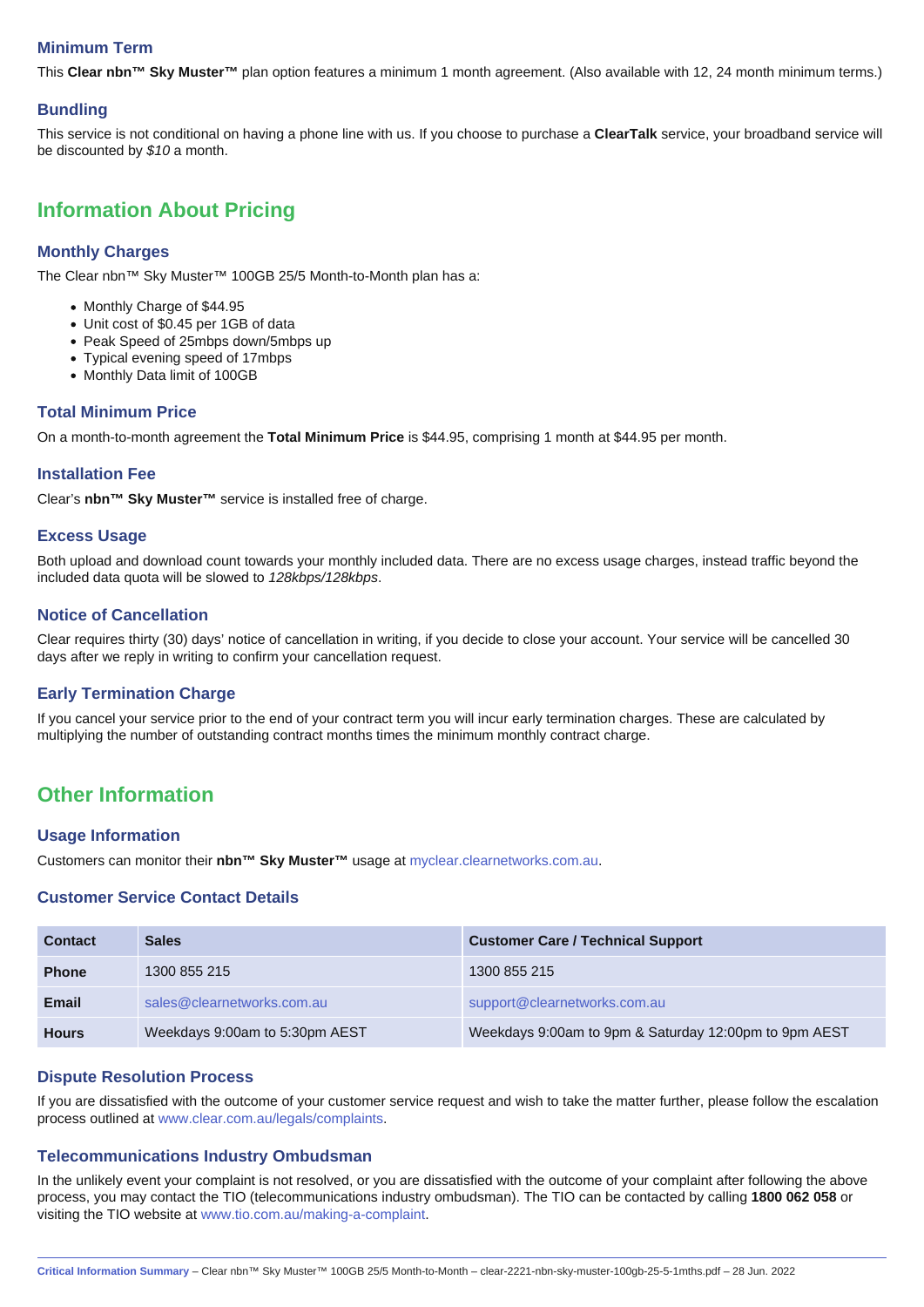### Minimum Term

This **Clear nbn™ Sky Muster™** plan option features a minimum 1 month agreement. (Also available with 12, 24 month minimum terms.)

### Bundling

This service is not conditional on having a phone line with us. If you choose to purchase a **ClearTalk** service, your broadband service will be discounted by *$10* a month.

## Information About Pricing

### Monthly Charges

The Clear nbn™ Sky Muster™ 100GB 25/5 Month-to-Month plan has a:

- Monthly Charge of $44.95
- Unit cost of $0.45 per 1GB of data
- Peak Speed of 25mbps down/5mbps up
- Typical evening speed of 17mbps
- Monthly Data limit of 100GB

### Total Minimum Price

On a month-to-month agreement the **Total Minimum Price** is $44.95, comprising 1 month at $44.95 per month.

### Installation Fee

Clear's **nbn™ Sky Muster™** service is installed free of charge.

### Excess Usage

Both upload and download count towards your monthly included data. There are no excess usage charges, instead traffic beyond the included data quota will be slowed to *128kbps/128kbps*.

### Notice of Cancellation

Clear requires thirty (30) days' notice of cancellation in writing, if you decide to close your account. Your service will be cancelled 30 days after we reply in writing to confirm your cancellation request.

### Early Termination Charge

If you cancel your service prior to the end of your contract term you will incur early termination charges. These are calculated by multiplying the number of outstanding contract months times the minimum monthly contract charge.

## Other Information

### Usage Information

Customers can monitor their **nbn™ Sky Muster™** usage at myclear.clearnetworks.com.au.

### Customer Service Contact Details

| Contact | Sales | Customer Care / Technical Support |
|---|---|---|
| **Phone** | 1300 855 215 | 1300 855 215 |
| **Email** | sales@clearnetworks.com.au | support@clearnetworks.com.au |
| **Hours** | Weekdays 9:00am to 5:30pm AEST | Weekdays 9:00am to 9pm & Saturday 12:00pm to 9pm AEST |

### Dispute Resolution Process

If you are dissatisfied with the outcome of your customer service request and wish to take the matter further, please follow the escalation process outlined at www.clear.com.au/legals/complaints.

### Telecommunications Industry Ombudsman

In the unlikely event your complaint is not resolved, or you are dissatisfied with the outcome of your complaint after following the above process, you may contact the TIO (telecommunications industry ombudsman). The TIO can be contacted by calling **1800 062 058** or visiting the TIO website at www.tio.com.au/making-a-complaint.